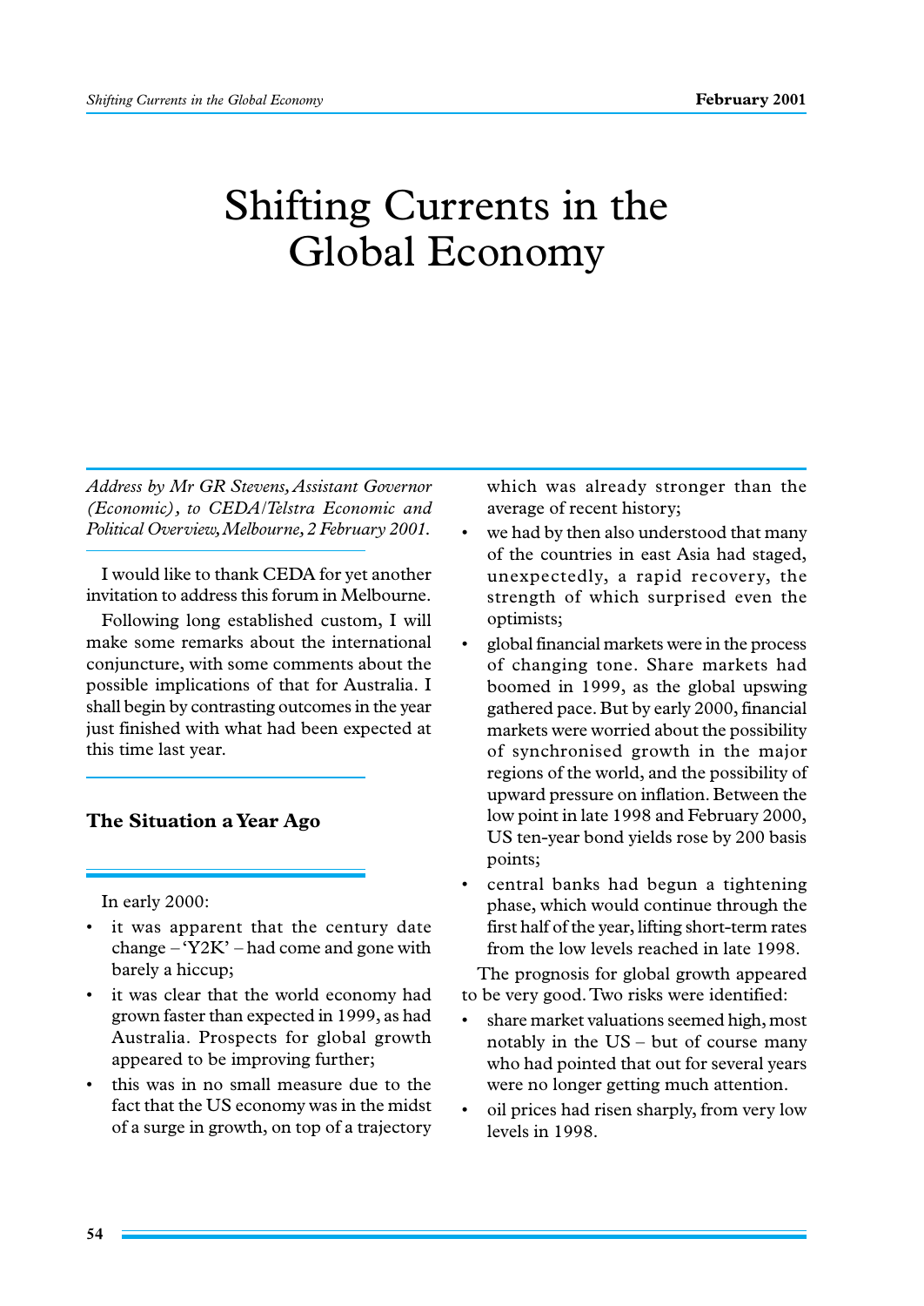# Shifting Currents in the Global Economy

*Address by Mr GR Stevens, Assistant Governor (Economic), to CEDA/Telstra Economic and Political Overview, Melbourne, 2 February 2001.*

I would like to thank CEDA for yet another invitation to address this forum in Melbourne.

Following long established custom, I will make some remarks about the international conjuncture, with some comments about the possible implications of that for Australia. I shall begin by contrasting outcomes in the year just finished with what had been expected at this time last year.

## The Situation a Year Ago

In early 2000:

- it was apparent that the century date change – 'Y2K' – had come and gone with barely a hiccup;
- it was clear that the world economy had grown faster than expected in 1999, as had Australia. Prospects for global growth appeared to be improving further;
- this was in no small measure due to the fact that the US economy was in the midst of a surge in growth, on top of a trajectory which was already stronger than the average of recent history;
- we had by then also understood that many of the countries in east Asia had staged, unexpectedly, a rapid recovery, the strength of which surprised even the optimists;
- global financial markets were in the process of changing tone. Share markets had boomed in 1999, as the global upswing gathered pace. But by early 2000, financial markets were worried about the possibility of synchronised growth in the major regions of the world, and the possibility of upward pressure on inflation. Between the low point in late 1998 and February 2000, US ten-year bond yields rose by 200 basis points;
- central banks had begun a tightening phase, which would continue through the first half of the year, lifting short-term rates from the low levels reached in late 1998.

The prognosis for global growth appeared to be very good. Two risks were identified:

- share market valuations seemed high, most notably in the US – but of course many who had pointed that out for several years were no longer getting much attention.
- oil prices had risen sharply, from very low levels in 1998.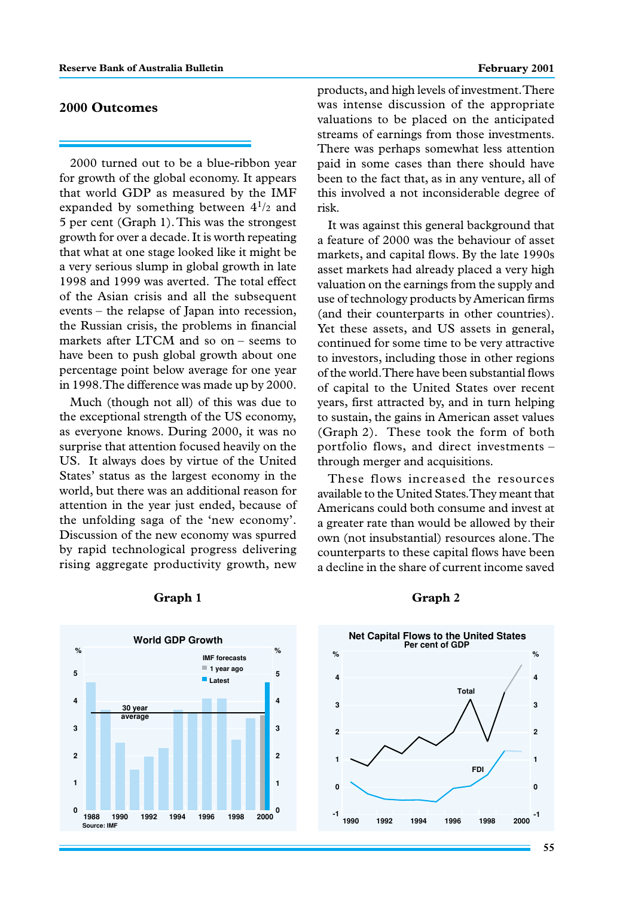## 2000 Outcomes

2000 turned out to be a blue-ribbon year for growth of the global economy. It appears that world GDP as measured by the IMF expanded by something between $4^1/_2$ and 5 per cent (Graph 1). This was the strongest growth for over a decade. It is worth repeating that what at one stage looked like it might be a very serious slump in global growth in late 1998 and 1999 was averted. The total effect of the Asian crisis and all the subsequent events – the relapse of Japan into recession, the Russian crisis, the problems in financial markets after LTCM and so on – seems to have been to push global growth about one percentage point below average for one year in 1998. The difference was made up by 2000.

Much (though not all) of this was due to the exceptional strength of the US economy, as everyone knows. During 2000, it was no surprise that attention focused heavily on the US. It always does by virtue of the United States' status as the largest economy in the world, but there was an additional reason for attention in the year just ended, because of the unfolding saga of the 'new economy'. Discussion of the new economy was spurred by rapid technological progress delivering rising aggregate productivity growth, new products, and high levels of investment. There was intense discussion of the appropriate valuations to be placed on the anticipated streams of earnings from those investments. There was perhaps somewhat less attention paid in some cases than there should have been to the fact that, as in any venture, all of this involved a not inconsiderable degree of risk.

It was against this general background that a feature of 2000 was the behaviour of asset markets, and capital flows. By the late 1990s asset markets had already placed a very high valuation on the earnings from the supply and use of technology products by American firms (and their counterparts in other countries). Yet these assets, and US assets in general, continued for some time to be very attractive to investors, including those in other regions of the world. There have been substantial flows of capital to the United States over recent years, first attracted by, and in turn helping to sustain, the gains in American asset values (Graph 2). These took the form of both portfolio flows, and direct investments – through merger and acquisitions.

These flows increased the resources available to the United States. They meant that Americans could both consume and invest at a greater rate than would be allowed by their own (not insubstantial) resources alone. The counterparts to these capital flows have been a decline in the share of current income saved

**Graph 1**

**Graph 2**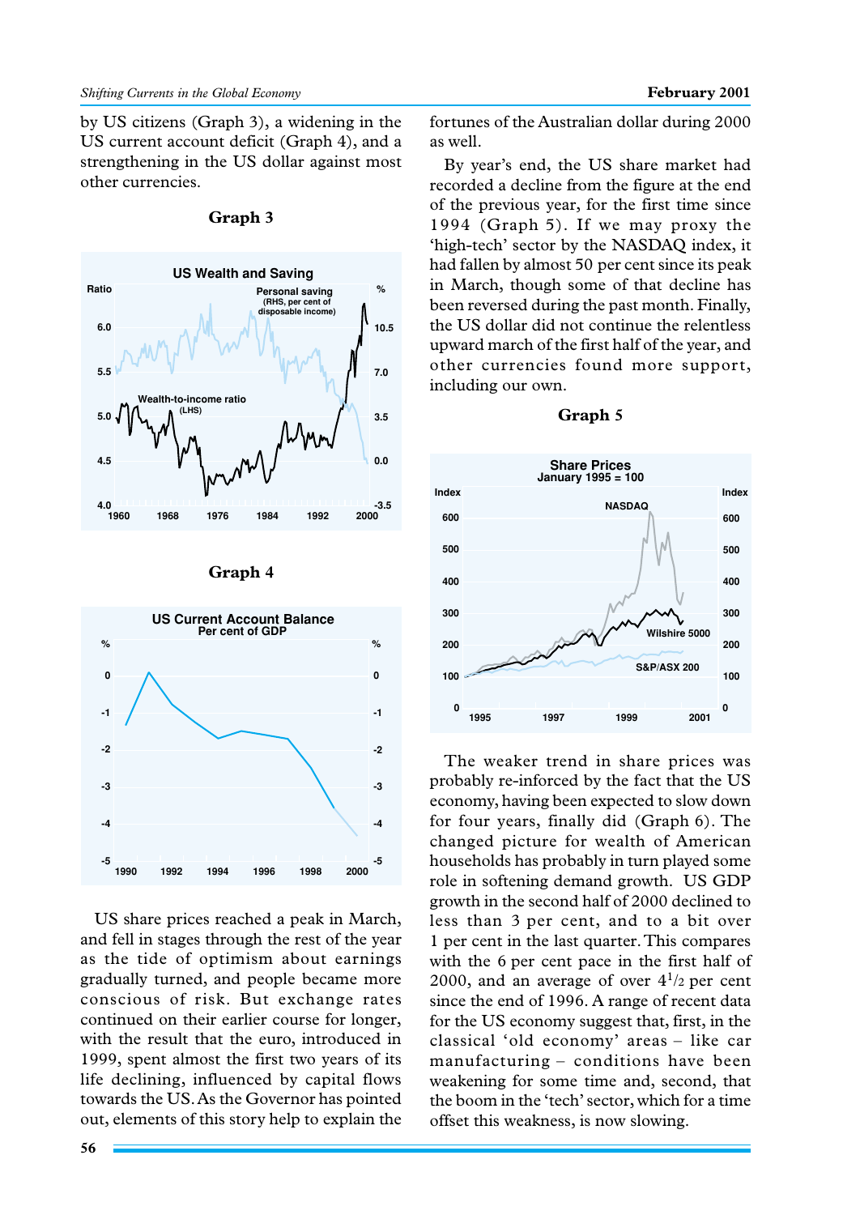by US citizens (Graph 3), a widening in the US current account deficit (Graph 4), and a strengthening in the US dollar against most other currencies.

**Graph 3**

**Graph 4**

US share prices reached a peak in March, and fell in stages through the rest of the year as the tide of optimism about earnings gradually turned, and people became more conscious of risk. But exchange rates continued on their earlier course for longer, with the result that the euro, introduced in 1999, spent almost the first two years of its life declining, influenced by capital flows towards the US. As the Governor has pointed out, elements of this story help to explain the fortunes of the Australian dollar during 2000 as well.

By year's end, the US share market had recorded a decline from the figure at the end of the previous year, for the first time since 1994 (Graph 5). If we may proxy the 'high-tech' sector by the NASDAQ index, it had fallen by almost 50 per cent since its peak in March, though some of that decline has been reversed during the past month. Finally, the US dollar did not continue the relentless upward march of the first half of the year, and other currencies found more support, including our own.

**Graph 5**

The weaker trend in share prices was probably re-inforced by the fact that the US economy, having been expected to slow down for four years, finally did (Graph 6). The changed picture for wealth of American households has probably in turn played some role in softening demand growth. US GDP growth in the second half of 2000 declined to less than 3 per cent, and to a bit over 1 per cent in the last quarter. This compares with the 6 per cent pace in the first half of 2000, and an average of over $4^1/_2$ per cent since the end of 1996. A range of recent data for the US economy suggest that, first, in the classical 'old economy' areas – like car manufacturing – conditions have been weakening for some time and, second, that the boom in the 'tech' sector, which for a time offset this weakness, is now slowing.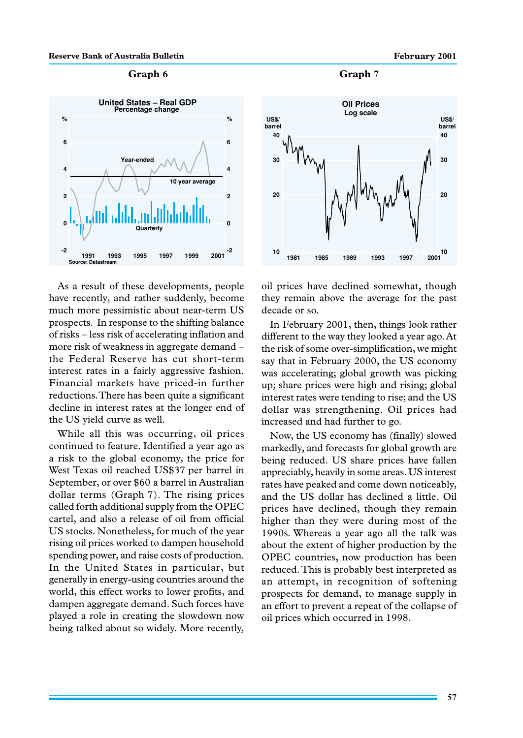**Graph 6**

**Graph 7**

As a result of these developments, people have recently, and rather suddenly, become much more pessimistic about near-term US prospects. In response to the shifting balance of risks – less risk of accelerating inflation and more risk of weakness in aggregate demand – the Federal Reserve has cut short-term interest rates in a fairly aggressive fashion. Financial markets have priced-in further reductions. There has been quite a significant decline in interest rates at the longer end of the US yield curve as well.

While all this was occurring, oil prices continued to feature. Identified a year ago as a risk to the global economy, the price for West Texas oil reached US$37 per barrel in September, or over $60 a barrel in Australian dollar terms (Graph 7). The rising prices called forth additional supply from the OPEC cartel, and also a release of oil from official US stocks. Nonetheless, for much of the year rising oil prices worked to dampen household spending power, and raise costs of production. In the United States in particular, but generally in energy-using countries around the world, this effect works to lower profits, and dampen aggregate demand. Such forces have played a role in creating the slowdown now being talked about so widely. More recently, oil prices have declined somewhat, though they remain above the average for the past decade or so.

In February 2001, then, things look rather different to the way they looked a year ago. At the risk of some over-simplification, we might say that in February 2000, the US economy was accelerating; global growth was picking up; share prices were high and rising; global interest rates were tending to rise; and the US dollar was strengthening. Oil prices had increased and had further to go.

Now, the US economy has (finally) slowed markedly, and forecasts for global growth are being reduced. US share prices have fallen appreciably, heavily in some areas. US interest rates have peaked and come down noticeably, and the US dollar has declined a little. Oil prices have declined, though they remain higher than they were during most of the 1990s. Whereas a year ago all the talk was about the extent of higher production by the OPEC countries, now production has been reduced. This is probably best interpreted as an attempt, in recognition of softening prospects for demand, to manage supply in an effort to prevent a repeat of the collapse of oil prices which occurred in 1998.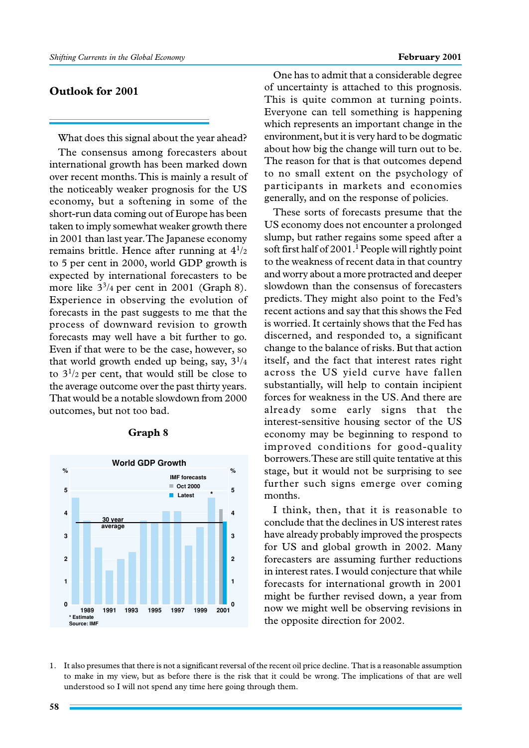## Outlook for 2001

What does this signal about the year ahead?

The consensus among forecasters about international growth has been marked down over recent months. This is mainly a result of the noticeably weaker prognosis for the US economy, but a softening in some of the short-run data coming out of Europe has been taken to imply somewhat weaker growth there in 2001 than last year. The Japanese economy remains brittle. Hence after running at $4^1/_2$ to 5 per cent in 2000, world GDP growth is expected by international forecasters to be more like $3^3/_4$ per cent in 2001 (Graph 8). Experience in observing the evolution of forecasts in the past suggests to me that the process of downward revision to growth forecasts may well have a bit further to go. Even if that were to be the case, however, so that world growth ended up being, say, $3^1/_4$ to $3^1/_2$ per cent, that would still be close to the average outcome over the past thirty years. That would be a notable slowdown from 2000 outcomes, but not too bad.

**Graph 8**

World GDP Growth

\* Estimate
Source: IMF

One has to admit that a considerable degree of uncertainty is attached to this prognosis. This is quite common at turning points. Everyone can tell something is happening which represents an important change in the environment, but it is very hard to be dogmatic about how big the change will turn out to be. The reason for that is that outcomes depend to no small extent on the psychology of participants in markets and economies generally, and on the response of policies.

These sorts of forecasts presume that the US economy does not encounter a prolonged slump, but rather regains some speed after a soft first half of 2001.[1] People will rightly point to the weakness of recent data in that country and worry about a more protracted and deeper slowdown than the consensus of forecasters predicts. They might also point to the Fed's recent actions and say that this shows the Fed is worried. It certainly shows that the Fed has discerned, and responded to, a significant change to the balance of risks. But that action itself, and the fact that interest rates right across the US yield curve have fallen substantially, will help to contain incipient forces for weakness in the US. And there are already some early signs that the interest-sensitive housing sector of the US economy may be beginning to respond to improved conditions for good-quality borrowers. These are still quite tentative at this stage, but it would not be surprising to see further such signs emerge over coming months.

I think, then, that it is reasonable to conclude that the declines in US interest rates have already probably improved the prospects for US and global growth in 2002. Many forecasters are assuming further reductions in interest rates. I would conjecture that while forecasts for international growth in 2001 might be further revised down, a year from now we might well be observing revisions in the opposite direction for 2002.

1. It also presumes that there is not a significant reversal of the recent oil price decline. That is a reasonable assumption to make in my view, but as before there is the risk that it could be wrong. The implications of that are well understood so I will not spend any time here going through them.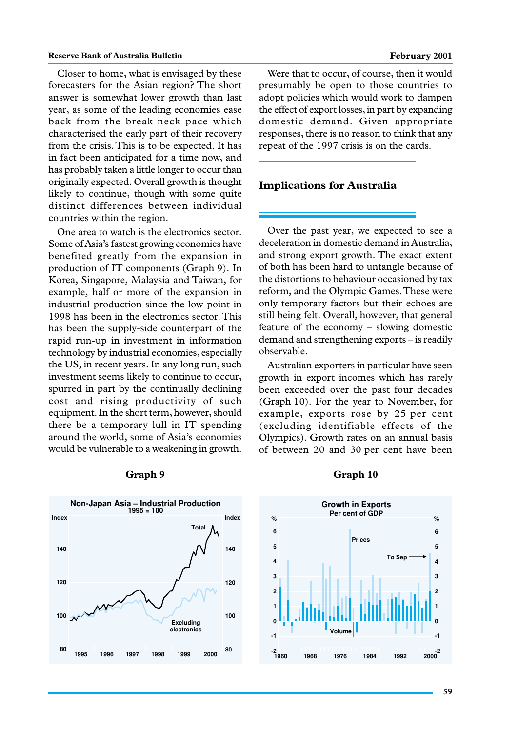Closer to home, what is envisaged by these forecasters for the Asian region? The short answer is somewhat lower growth than last year, as some of the leading economies ease back from the break-neck pace which characterised the early part of their recovery from the crisis. This is to be expected. It has in fact been anticipated for a time now, and has probably taken a little longer to occur than originally expected. Overall growth is thought likely to continue, though with some quite distinct differences between individual countries within the region.

One area to watch is the electronics sector. Some of Asia's fastest growing economies have benefited greatly from the expansion in production of IT components (Graph 9). In Korea, Singapore, Malaysia and Taiwan, for example, half or more of the expansion in industrial production since the low point in 1998 has been in the electronics sector. This has been the supply-side counterpart of the rapid run-up in investment in information technology by industrial economies, especially the US, in recent years. In any long run, such investment seems likely to continue to occur, spurred in part by the continually declining cost and rising productivity of such equipment. In the short term, however, should there be a temporary lull in IT spending around the world, some of Asia's economies would be vulnerable to a weakening in growth.

Were that to occur, of course, then it would presumably be open to those countries to adopt policies which would work to dampen the effect of export losses, in part by expanding domestic demand. Given appropriate responses, there is no reason to think that any repeat of the 1997 crisis is on the cards.

## Implications for Australia

Over the past year, we expected to see a deceleration in domestic demand in Australia, and strong export growth. The exact extent of both has been hard to untangle because of the distortions to behaviour occasioned by tax reform, and the Olympic Games. These were only temporary factors but their echoes are still being felt. Overall, however, that general feature of the economy – slowing domestic demand and strengthening exports – is readily observable.

Australian exporters in particular have seen growth in export incomes which has rarely been exceeded over the past four decades (Graph 10). For the year to November, for example, exports rose by 25 per cent (excluding identifiable effects of the Olympics). Growth rates on an annual basis of between 20 and 30 per cent have been

**Graph 9**

**Graph 10**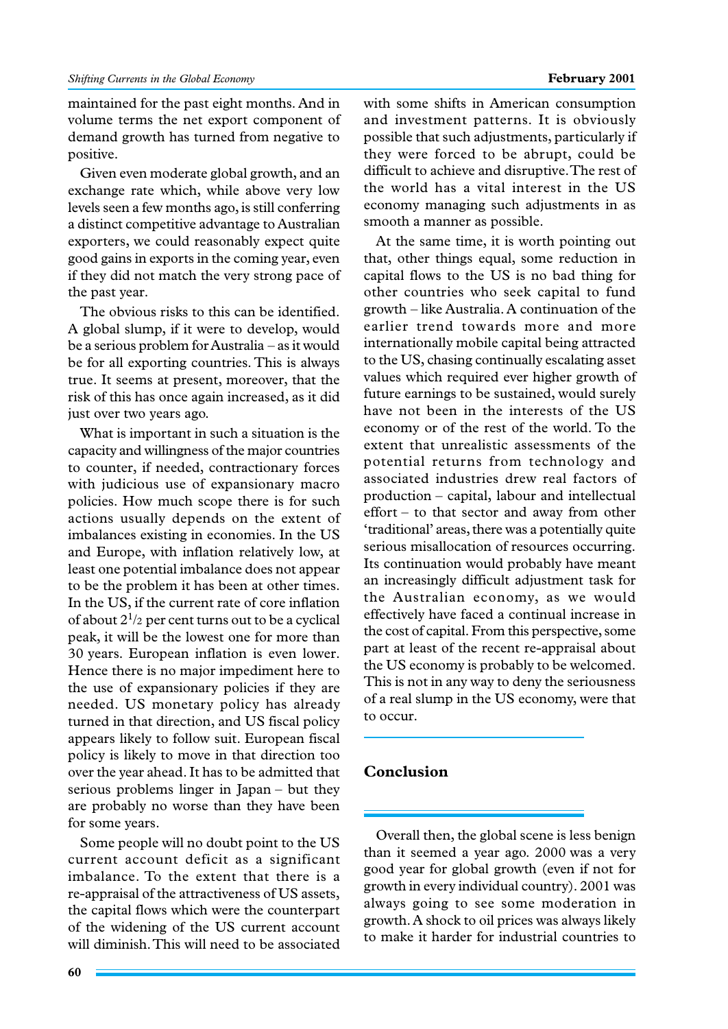maintained for the past eight months. And in volume terms the net export component of demand growth has turned from negative to positive.

Given even moderate global growth, and an exchange rate which, while above very low levels seen a few months ago, is still conferring a distinct competitive advantage to Australian exporters, we could reasonably expect quite good gains in exports in the coming year, even if they did not match the very strong pace of the past year.

The obvious risks to this can be identified. A global slump, if it were to develop, would be a serious problem for Australia – as it would be for all exporting countries. This is always true. It seems at present, moreover, that the risk of this has once again increased, as it did just over two years ago.

What is important in such a situation is the capacity and willingness of the major countries to counter, if needed, contractionary forces with judicious use of expansionary macro policies. How much scope there is for such actions usually depends on the extent of imbalances existing in economies. In the US and Europe, with inflation relatively low, at least one potential imbalance does not appear to be the problem it has been at other times. In the US, if the current rate of core inflation of about $2^{1}/_{2}$ per cent turns out to be a cyclical peak, it will be the lowest one for more than 30 years. European inflation is even lower. Hence there is no major impediment here to the use of expansionary policies if they are needed. US monetary policy has already turned in that direction, and US fiscal policy appears likely to follow suit. European fiscal policy is likely to move in that direction too over the year ahead. It has to be admitted that serious problems linger in Japan – but they are probably no worse than they have been for some years.

Some people will no doubt point to the US current account deficit as a significant imbalance. To the extent that there is a re-appraisal of the attractiveness of US assets, the capital flows which were the counterpart of the widening of the US current account will diminish. This will need to be associated with some shifts in American consumption and investment patterns. It is obviously possible that such adjustments, particularly if they were forced to be abrupt, could be difficult to achieve and disruptive. The rest of the world has a vital interest in the US economy managing such adjustments in as smooth a manner as possible.

At the same time, it is worth pointing out that, other things equal, some reduction in capital flows to the US is no bad thing for other countries who seek capital to fund growth – like Australia. A continuation of the earlier trend towards more and more internationally mobile capital being attracted to the US, chasing continually escalating asset values which required ever higher growth of future earnings to be sustained, would surely have not been in the interests of the US economy or of the rest of the world. To the extent that unrealistic assessments of the potential returns from technology and associated industries drew real factors of production – capital, labour and intellectual effort – to that sector and away from other 'traditional' areas, there was a potentially quite serious misallocation of resources occurring. Its continuation would probably have meant an increasingly difficult adjustment task for the Australian economy, as we would effectively have faced a continual increase in the cost of capital. From this perspective, some part at least of the recent re-appraisal about the US economy is probably to be welcomed. This is not in any way to deny the seriousness of a real slump in the US economy, were that to occur.

## Conclusion

Overall then, the global scene is less benign than it seemed a year ago. 2000 was a very good year for global growth (even if not for growth in every individual country). 2001 was always going to see some moderation in growth. A shock to oil prices was always likely to make it harder for industrial countries to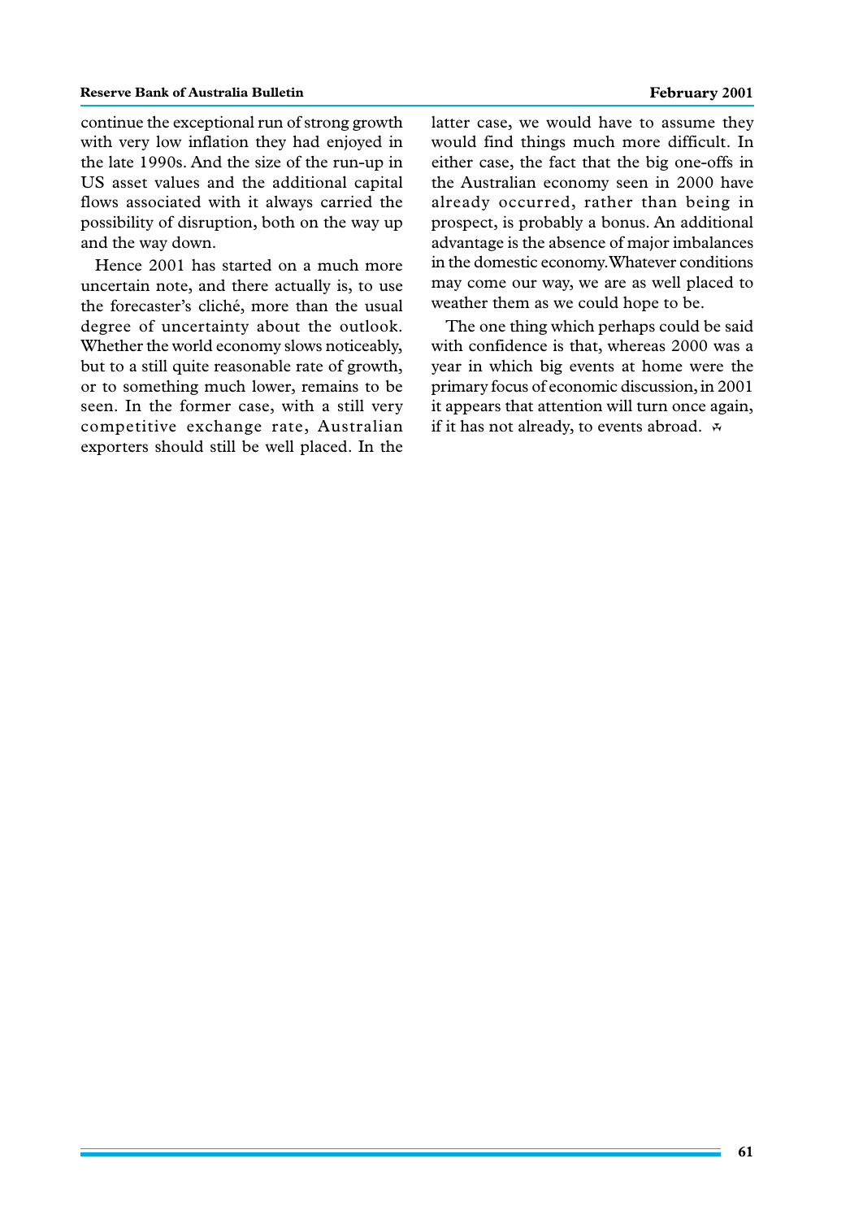continue the exceptional run of strong growth with very low inflation they had enjoyed in the late 1990s. And the size of the run-up in US asset values and the additional capital flows associated with it always carried the possibility of disruption, both on the way up and the way down.

Hence 2001 has started on a much more uncertain note, and there actually is, to use the forecaster's cliché, more than the usual degree of uncertainty about the outlook. Whether the world economy slows noticeably, but to a still quite reasonable rate of growth, or to something much lower, remains to be seen. In the former case, with a still very competitive exchange rate, Australian exporters should still be well placed. In the latter case, we would have to assume they would find things much more difficult. In either case, the fact that the big one-offs in the Australian economy seen in 2000 have already occurred, rather than being in prospect, is probably a bonus. An additional advantage is the absence of major imbalances in the domestic economy. Whatever conditions may come our way, we are as well placed to weather them as we could hope to be.

The one thing which perhaps could be said with confidence is that, whereas 2000 was a year in which big events at home were the primary focus of economic discussion, in 2001 it appears that attention will turn once again, if it has not already, to events abroad.